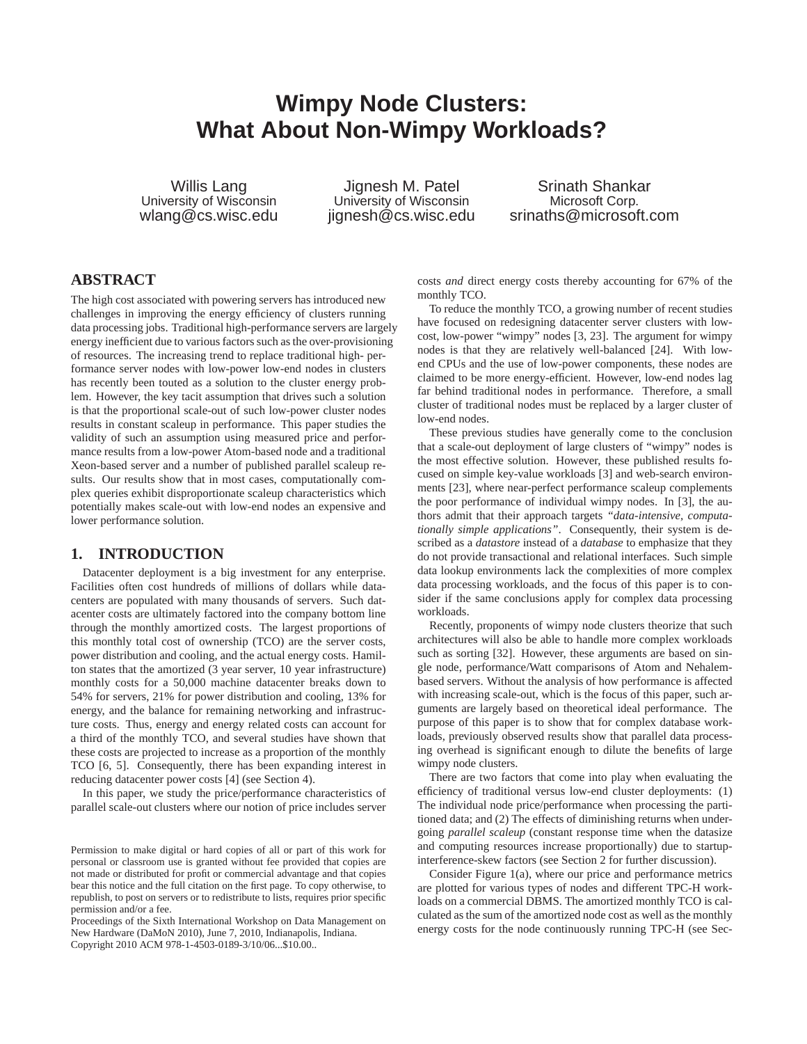# Wimpy Node Clusters: What About Non-Wimpy Workloads?

Willis Lang
University of Wisconsin
wlang@cs.wisc.edu

Jignesh M. Patel
University of Wisconsin
jignesh@cs.wisc.edu

Srinath Shankar
Microsoft Corp.
srinaths@microsoft.com

## ABSTRACT

The high cost associated with powering servers has introduced new challenges in improving the energy efficiency of clusters running data processing jobs. Traditional high-performance servers are largely energy inefficient due to various factors such as the over-provisioning of resources. The increasing trend to replace traditional high-performance server nodes with low-power low-end nodes in clusters has recently been touted as a solution to the cluster energy problem. However, the key tacit assumption that drives such a solution is that the proportional scale-out of such low-power cluster nodes results in constant scaleup in performance. This paper studies the validity of such an assumption using measured price and performance results from a low-power Atom-based node and a traditional Xeon-based server and a number of published parallel scaleup results. Our results show that in most cases, computationally complex queries exhibit disproportionate scaleup characteristics which potentially makes scale-out with low-end nodes an expensive and lower performance solution.

## 1. INTRODUCTION

Datacenter deployment is a big investment for any enterprise. Facilities often cost hundreds of millions of dollars while datacenters are populated with many thousands of servers. Such datacenter costs are ultimately factored into the company bottom line through the monthly amortized costs. The largest proportions of this monthly total cost of ownership (TCO) are the server costs, power distribution and cooling, and the actual energy costs. Hamilton states that the amortized (3 year server, 10 year infrastructure) monthly costs for a 50,000 machine datacenter breaks down to 54% for servers, 21% for power distribution and cooling, 13% for energy, and the balance for remaining networking and infrastructure costs. Thus, energy and energy related costs can account for a third of the monthly TCO, and several studies have shown that these costs are projected to increase as a proportion of the monthly TCO [6, 5]. Consequently, there has been expanding interest in reducing datacenter power costs [4] (see Section 4).

In this paper, we study the price/performance characteristics of parallel scale-out clusters where our notion of price includes server costs *and* direct energy costs thereby accounting for 67% of the monthly TCO.

To reduce the monthly TCO, a growing number of recent studies have focused on redesigning datacenter server clusters with low-cost, low-power "wimpy" nodes [3, 23]. The argument for wimpy nodes is that they are relatively well-balanced [24]. With low-end CPUs and the use of low-power components, these nodes are claimed to be more energy-efficient. However, low-end nodes lag far behind traditional nodes in performance. Therefore, a small cluster of traditional nodes must be replaced by a larger cluster of low-end nodes.

These previous studies have generally come to the conclusion that a scale-out deployment of large clusters of "wimpy" nodes is the most effective solution. However, these published results focused on simple key-value workloads [3] and web-search environments [23], where near-perfect performance scaleup complements the poor performance of individual wimpy nodes. In [3], the authors admit that their approach targets *"data-intensive, computationally simple applications"*. Consequently, their system is described as a *datastore* instead of a *database* to emphasize that they do not provide transactional and relational interfaces. Such simple data lookup environments lack the complexities of more complex data processing workloads, and the focus of this paper is to consider if the same conclusions apply for complex data processing workloads.

Recently, proponents of wimpy node clusters theorize that such architectures will also be able to handle more complex workloads such as sorting [32]. However, these arguments are based on single node, performance/Watt comparisons of Atom and Nehalem-based servers. Without the analysis of how performance is affected with increasing scale-out, which is the focus of this paper, such arguments are largely based on theoretical ideal performance. The purpose of this paper is to show that for complex database workloads, previously observed results show that parallel data processing overhead is significant enough to dilute the benefits of large wimpy node clusters.

There are two factors that come into play when evaluating the efficiency of traditional versus low-end cluster deployments: (1) The individual node price/performance when processing the partitioned data; and (2) The effects of diminishing returns when undergoing *parallel scaleup* (constant response time when the datasize and computing resources increase proportionally) due to startup-interference-skew factors (see Section 2 for further discussion).

Consider Figure 1(a), where our price and performance metrics are plotted for various types of nodes and different TPC-H workloads on a commercial DBMS. The amortized monthly TCO is calculated as the sum of the amortized node cost as well as the monthly energy costs for the node continuously running TPC-H (see Sec-

Permission to make digital or hard copies of all or part of this work for personal or classroom use is granted without fee provided that copies are not made or distributed for profit or commercial advantage and that copies bear this notice and the full citation on the first page. To copy otherwise, to republish, to post on servers or to redistribute to lists, requires prior specific permission and/or a fee.
Proceedings of the Sixth International Workshop on Data Management on New Hardware (DaMoN 2010), June 7, 2010, Indianapolis, Indiana.
Copyright 2010 ACM 978-1-4503-0189-3/10/06...$10.00..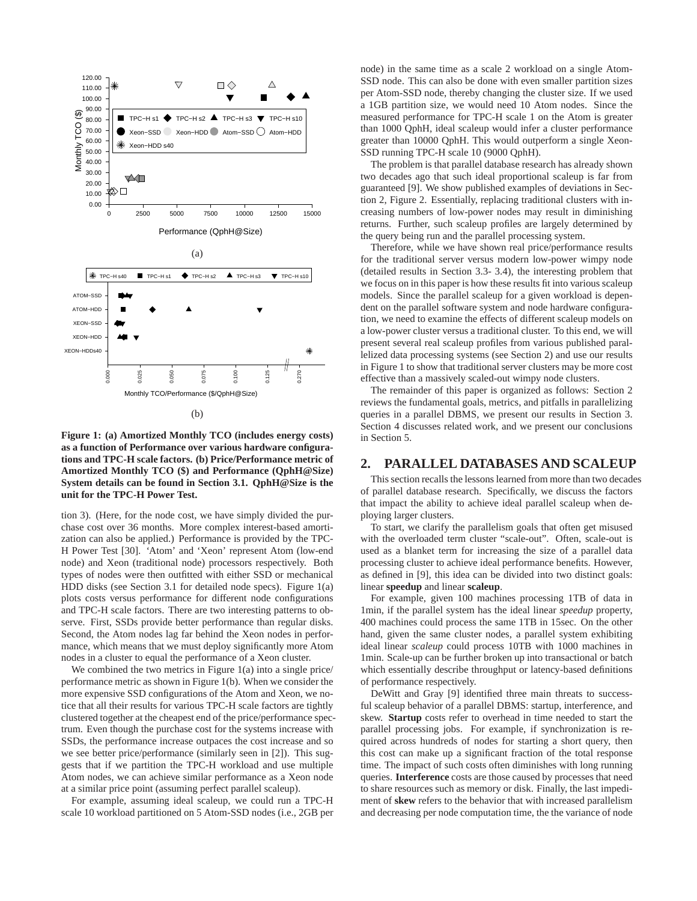**Figure 1: (a) Amortized Monthly TCO (includes energy costs) as a function of Performance over various hardware configurations and TPC-H scale factors. (b) Price/Performance metric of Amortized Monthly TCO ($) and Performance (QphH@Size) System details can be found in Section 3.1. QphH@Size is the unit for the TPC-H Power Test.**

tion 3). (Here, for the node cost, we have simply divided the purchase cost over 36 months. More complex interest-based amortization can also be applied.) Performance is provided by the TPC-H Power Test [30]. 'Atom' and 'Xeon' represent Atom (low-end node) and Xeon (traditional node) processors respectively. Both types of nodes were then outfitted with either SSD or mechanical HDD disks (see Section 3.1 for detailed node specs). Figure 1(a) plots costs versus performance for different node configurations and TPC-H scale factors. There are two interesting patterns to observe. First, SSDs provide better performance than regular disks. Second, the Atom nodes lag far behind the Xeon nodes in performance, which means that we must deploy significantly more Atom nodes in a cluster to equal the performance of a Xeon cluster.

We combined the two metrics in Figure 1(a) into a single price/performance metric as shown in Figure 1(b). When we consider the more expensive SSD configurations of the Atom and Xeon, we notice that all their results for various TPC-H scale factors are tightly clustered together at the cheapest end of the price/performance spectrum. Even though the purchase cost for the systems increase with SSDs, the performance increase outpaces the cost increase and so we see better price/performance (similarly seen in [2]). This suggests that if we partition the TPC-H workload and use multiple Atom nodes, we can achieve similar performance as a Xeon node at a similar price point (assuming perfect parallel scaleup).

For example, assuming ideal scaleup, we could run a TPC-H scale 10 workload partitioned on 5 Atom-SSD nodes (i.e., 2GB per node) in the same time as a scale 2 workload on a single Atom-SSD node. This can also be done with even smaller partition sizes per Atom-SSD node, thereby changing the cluster size. If we used a 1GB partition size, we would need 10 Atom nodes. Since the measured performance for TPC-H scale 1 on the Atom is greater than 1000 QphH, ideal scaleup would infer a cluster performance greater than 10000 QphH. This would outperform a single Xeon-SSD running TPC-H scale 10 (9000 QphH).

The problem is that parallel database research has already shown two decades ago that such ideal proportional scaleup is far from guaranteed [9]. We show published examples of deviations in Section 2, Figure 2. Essentially, replacing traditional clusters with increasing numbers of low-power nodes may result in diminishing returns. Further, such scaleup profiles are largely determined by the query being run and the parallel processing system.

Therefore, while we have shown real price/performance results for the traditional server versus modern low-power wimpy node (detailed results in Section 3.3- 3.4), the interesting problem that we focus on in this paper is how these results fit into various scaleup models. Since the parallel scaleup for a given workload is dependent on the parallel software system and node hardware configuration, we need to examine the effects of different scaleup models on a low-power cluster versus a traditional cluster. To this end, we will present several real scaleup profiles from various published parallelized data processing systems (see Section 2) and use our results in Figure 1 to show that traditional server clusters may be more cost effective than a massively scaled-out wimpy node clusters.

The remainder of this paper is organized as follows: Section 2 reviews the fundamental goals, metrics, and pitfalls in parallelizing queries in a parallel DBMS, we present our results in Section 3. Section 4 discusses related work, and we present our conclusions in Section 5.

## 2. PARALLEL DATABASES AND SCALEUP

This section recalls the lessons learned from more than two decades of parallel database research. Specifically, we discuss the factors that impact the ability to achieve ideal parallel scaleup when deploying larger clusters.

To start, we clarify the parallelism goals that often get misused with the overloaded term cluster "scale-out". Often, scale-out is used as a blanket term for increasing the size of a parallel data processing cluster to achieve ideal performance benefits. However, as defined in [9], this idea can be divided into two distinct goals: linear **speedup** and linear **scaleup**.

For example, given 100 machines processing 1TB of data in 1min, if the parallel system has the ideal linear *speedup* property, 400 machines could process the same 1TB in 15sec. On the other hand, given the same cluster nodes, a parallel system exhibiting ideal linear *scaleup* could process 10TB with 1000 machines in 1min. Scale-up can be further broken up into transactional or batch which essentially describe throughput or latency-based definitions of performance respectively.

DeWitt and Gray [9] identified three main threats to successful scaleup behavior of a parallel DBMS: startup, interference, and skew. **Startup** costs refer to overhead in time needed to start the parallel processing jobs. For example, if synchronization is required across hundreds of nodes for starting a short query, then this cost can make up a significant fraction of the total response time. The impact of such costs often diminishes with long running queries. **Interference** costs are those caused by processes that need to share resources such as memory or disk. Finally, the last impediment of **skew** refers to the behavior that with increased parallelism and decreasing per node computation time, the the variance of node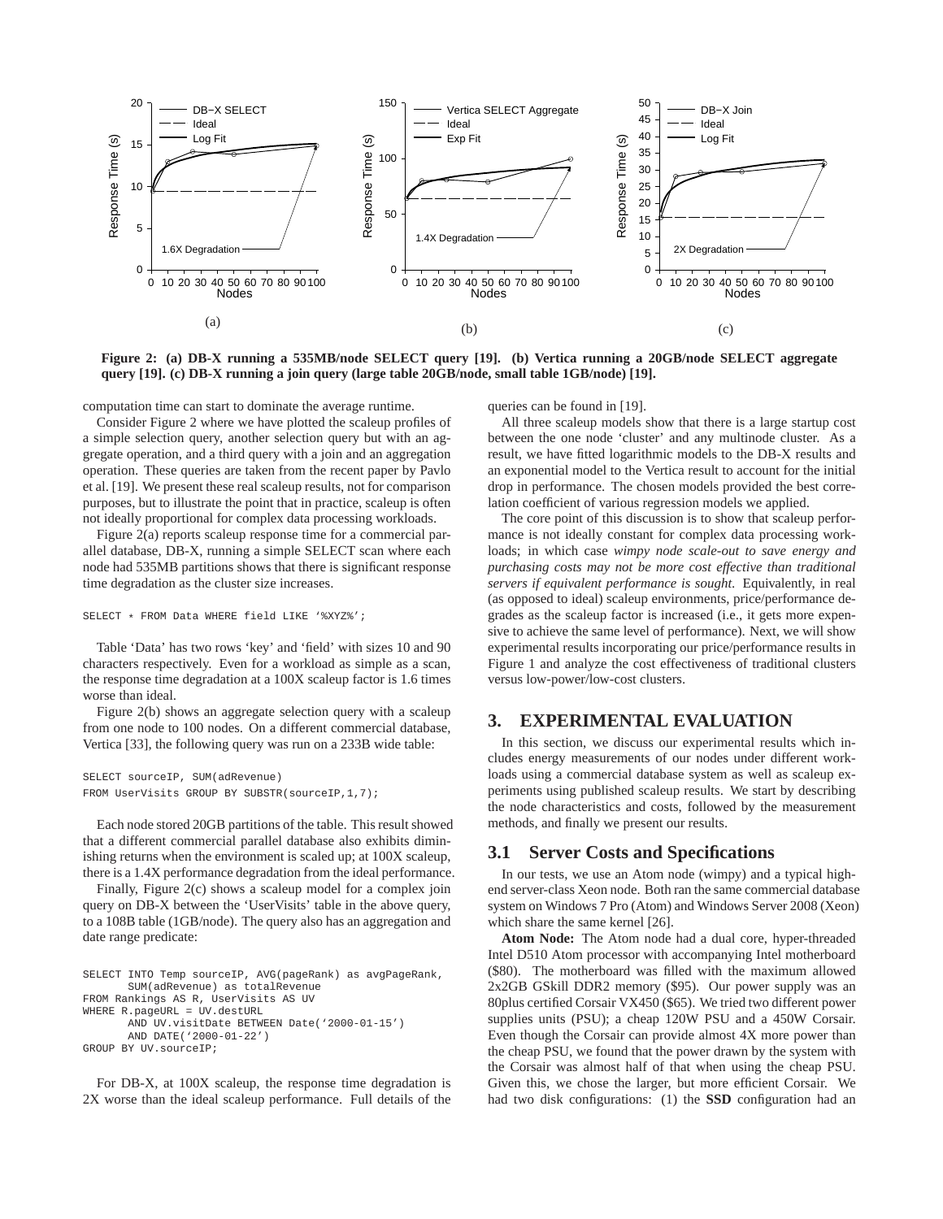**Figure 2: (a) DB-X running a 535MB/node SELECT query [19]. (b) Vertica running a 20GB/node SELECT aggregate query [19]. (c) DB-X running a join query (large table 20GB/node, small table 1GB/node) [19].**

computation time can start to dominate the average runtime.

Consider Figure 2 where we have plotted the scaleup profiles of a simple selection query, another selection query but with an aggregate operation, and a third query with a join and an aggregation operation. These queries are taken from the recent paper by Pavlo et al. [19]. We present these real scaleup results, not for comparison purposes, but to illustrate the point that in practice, scaleup is often not ideally proportional for complex data processing workloads.

Figure 2(a) reports scaleup response time for a commercial parallel database, DB-X, running a simple SELECT scan where each node had 535MB partitions shows that there is significant response time degradation as the cluster size increases.

```
SELECT * FROM Data WHERE field LIKE '%XYZ%';
```

Table 'Data' has two rows 'key' and 'field' with sizes 10 and 90 characters respectively. Even for a workload as simple as a scan, the response time degradation at a 100X scaleup factor is 1.6 times worse than ideal.

Figure 2(b) shows an aggregate selection query with a scaleup from one node to 100 nodes. On a different commercial database, Vertica [33], the following query was run on a 233B wide table:

```
SELECT sourceIP, SUM(adRevenue)
FROM UserVisits GROUP BY SUBSTR(sourceIP,1,7);
```

Each node stored 20GB partitions of the table. This result showed that a different commercial parallel database also exhibits diminishing returns when the environment is scaled up; at 100X scaleup, there is a 1.4X performance degradation from the ideal performance.

Finally, Figure 2(c) shows a scaleup model for a complex join query on DB-X between the 'UserVisits' table in the above query, to a 108B table (1GB/node). The query also has an aggregation and date range predicate:

```
SELECT INTO Temp sourceIP, AVG(pageRank) as avgPageRank,
       SUM(adRevenue) as totalRevenue
FROM Rankings AS R, UserVisits AS UV
WHERE R.pageURL = UV.destURL
       AND UV.visitDate BETWEEN Date('2000-01-15')
       AND DATE('2000-01-22')
GROUP BY UV.sourceIP;
```

For DB-X, at 100X scaleup, the response time degradation is 2X worse than the ideal scaleup performance. Full details of the queries can be found in [19].

All three scaleup models show that there is a large startup cost between the one node 'cluster' and any multinode cluster. As a result, we have fitted logarithmic models to the DB-X results and an exponential model to the Vertica result to account for the initial drop in performance. The chosen models provided the best correlation coefficient of various regression models we applied.

The core point of this discussion is to show that scaleup performance is not ideally constant for complex data processing workloads; in which case *wimpy node scale-out to save energy and purchasing costs may not be more cost effective than traditional servers if equivalent performance is sought.* Equivalently, in real (as opposed to ideal) scaleup environments, price/performance degrades as the scaleup factor is increased (i.e., it gets more expensive to achieve the same level of performance). Next, we will show experimental results incorporating our price/performance results in Figure 1 and analyze the cost effectiveness of traditional clusters versus low-power/low-cost clusters.

## 3. EXPERIMENTAL EVALUATION

In this section, we discuss our experimental results which includes energy measurements of our nodes under different workloads using a commercial database system as well as scaleup experiments using published scaleup results. We start by describing the node characteristics and costs, followed by the measurement methods, and finally we present our results.

### 3.1 Server Costs and Specifications

In our tests, we use an Atom node (wimpy) and a typical high-end server-class Xeon node. Both ran the same commercial database system on Windows 7 Pro (Atom) and Windows Server 2008 (Xeon) which share the same kernel [26].

**Atom Node:** The Atom node had a dual core, hyper-threaded Intel D510 Atom processor with accompanying Intel motherboard ($80). The motherboard was filled with the maximum allowed 2x2GB GSkill DDR2 memory ($95). Our power supply was an 80plus certified Corsair VX450 ($65). We tried two different power supplies units (PSU); a cheap 120W PSU and a 450W Corsair. Even though the Corsair can provide almost 4X more power than the cheap PSU, we found that the power drawn by the system with the Corsair was almost half of that when using the cheap PSU. Given this, we chose the larger, but more efficient Corsair. We had two disk configurations: (1) the **SSD** configuration had an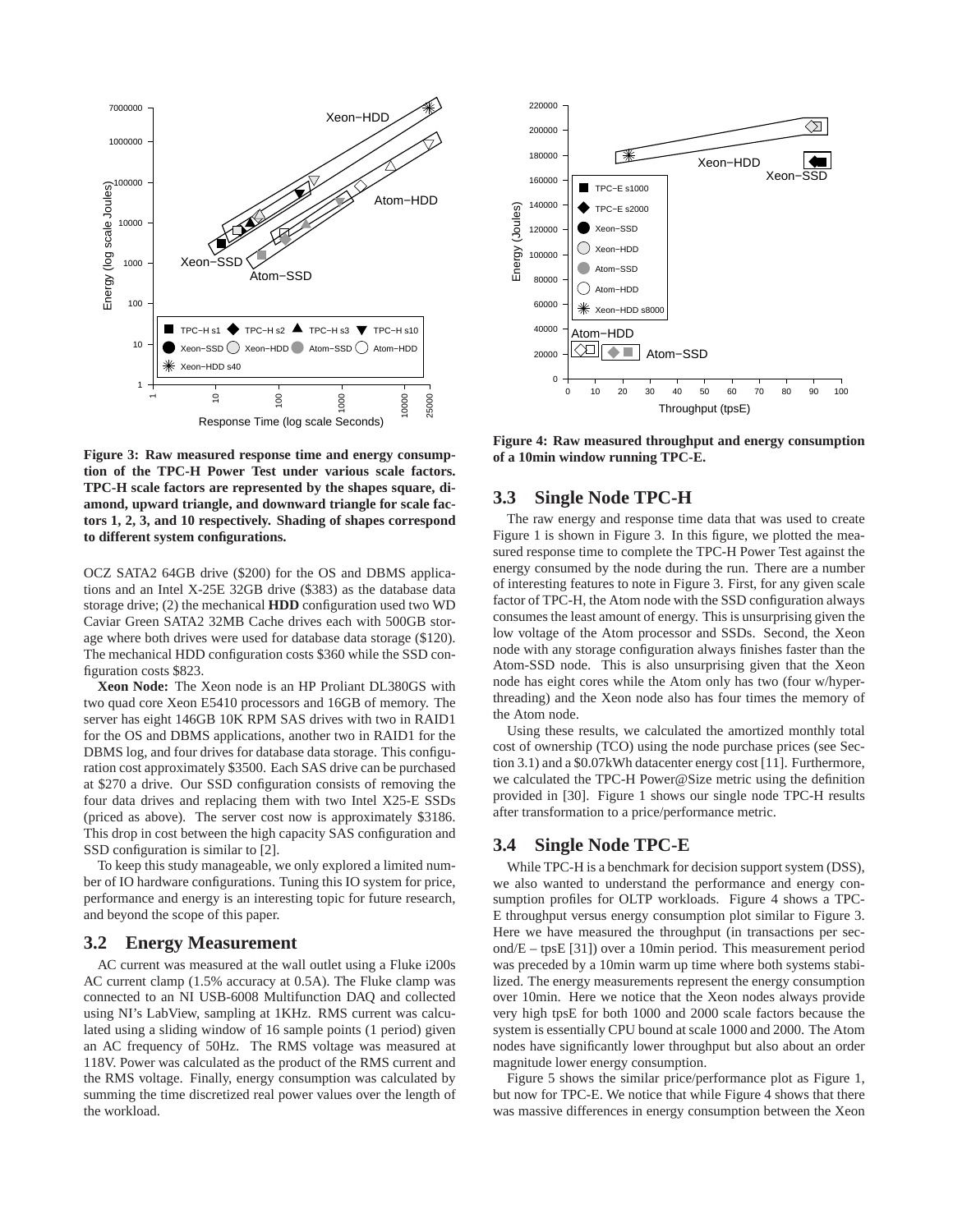**Figure 3: Raw measured response time and energy consumption of the TPC-H Power Test under various scale factors. TPC-H scale factors are represented by the shapes square, diamond, upward triangle, and downward triangle for scale factors 1, 2, 3, and 10 respectively. Shading of shapes correspond to different system configurations.**

OCZ SATA2 64GB drive ($200) for the OS and DBMS applications and an Intel X-25E 32GB drive ($383) as the database data storage drive; (2) the mechanical **HDD** configuration used two WD Caviar Green SATA2 32MB Cache drives each with 500GB storage where both drives were used for database data storage ($120). The mechanical HDD configuration costs $360 while the SSD configuration costs $823.

**Xeon Node:** The Xeon node is an HP Proliant DL380GS with two quad core Xeon E5410 processors and 16GB of memory. The server has eight 146GB 10K RPM SAS drives with two in RAID1 for the OS and DBMS applications, another two in RAID1 for the DBMS log, and four drives for database data storage. This configuration cost approximately $3500. Each SAS drive can be purchased at $270 a drive. Our SSD configuration consists of removing the four data drives and replacing them with two Intel X25-E SSDs (priced as above). The server cost now is approximately $3186. This drop in cost between the high capacity SAS configuration and SSD configuration is similar to [2].

To keep this study manageable, we only explored a limited number of IO hardware configurations. Tuning this IO system for price, performance and energy is an interesting topic for future research, and beyond the scope of this paper.

## 3.2 Energy Measurement

AC current was measured at the wall outlet using a Fluke i200s AC current clamp (1.5% accuracy at 0.5A). The Fluke clamp was connected to an NI USB-6008 Multifunction DAQ and collected using NI's LabView, sampling at 1KHz. RMS current was calculated using a sliding window of 16 sample points (1 period) given an AC frequency of 50Hz. The RMS voltage was measured at 118V. Power was calculated as the product of the RMS current and the RMS voltage. Finally, energy consumption was calculated by summing the time discretized real power values over the length of the workload.

**Figure 4: Raw measured throughput and energy consumption of a 10min window running TPC-E.**

## 3.3 Single Node TPC-H

The raw energy and response time data that was used to create Figure 1 is shown in Figure 3. In this figure, we plotted the measured response time to complete the TPC-H Power Test against the energy consumed by the node during the run. There are a number of interesting features to note in Figure 3. First, for any given scale factor of TPC-H, the Atom node with the SSD configuration always consumes the least amount of energy. This is unsurprising given the low voltage of the Atom processor and SSDs. Second, the Xeon node with any storage configuration always finishes faster than the Atom-SSD node. This is also unsurprising given that the Xeon node has eight cores while the Atom only has two (four w/hyper-threading) and the Xeon node also has four times the memory of the Atom node.

Using these results, we calculated the amortized monthly total cost of ownership (TCO) using the node purchase prices (see Section 3.1) and a $0.07kWh datacenter energy cost [11]. Furthermore, we calculated the TPC-H Power@Size metric using the definition provided in [30]. Figure 1 shows our single node TPC-H results after transformation to a price/performance metric.

## 3.4 Single Node TPC-E

While TPC-H is a benchmark for decision support system (DSS), we also wanted to understand the performance and energy consumption profiles for OLTP workloads. Figure 4 shows a TPC-E throughput versus energy consumption plot similar to Figure 3. Here we have measured the throughput (in transactions per second/E – tpsE [31]) over a 10min period. This measurement period was preceded by a 10min warm up time where both systems stabilized. The energy measurements represent the energy consumption over 10min. Here we notice that the Xeon nodes always provide very high tpsE for both 1000 and 2000 scale factors because the system is essentially CPU bound at scale 1000 and 2000. The Atom nodes have significantly lower throughput but also about an order magnitude lower energy consumption.

Figure 5 shows the similar price/performance plot as Figure 1, but now for TPC-E. We notice that while Figure 4 shows that there was massive differences in energy consumption between the Xeon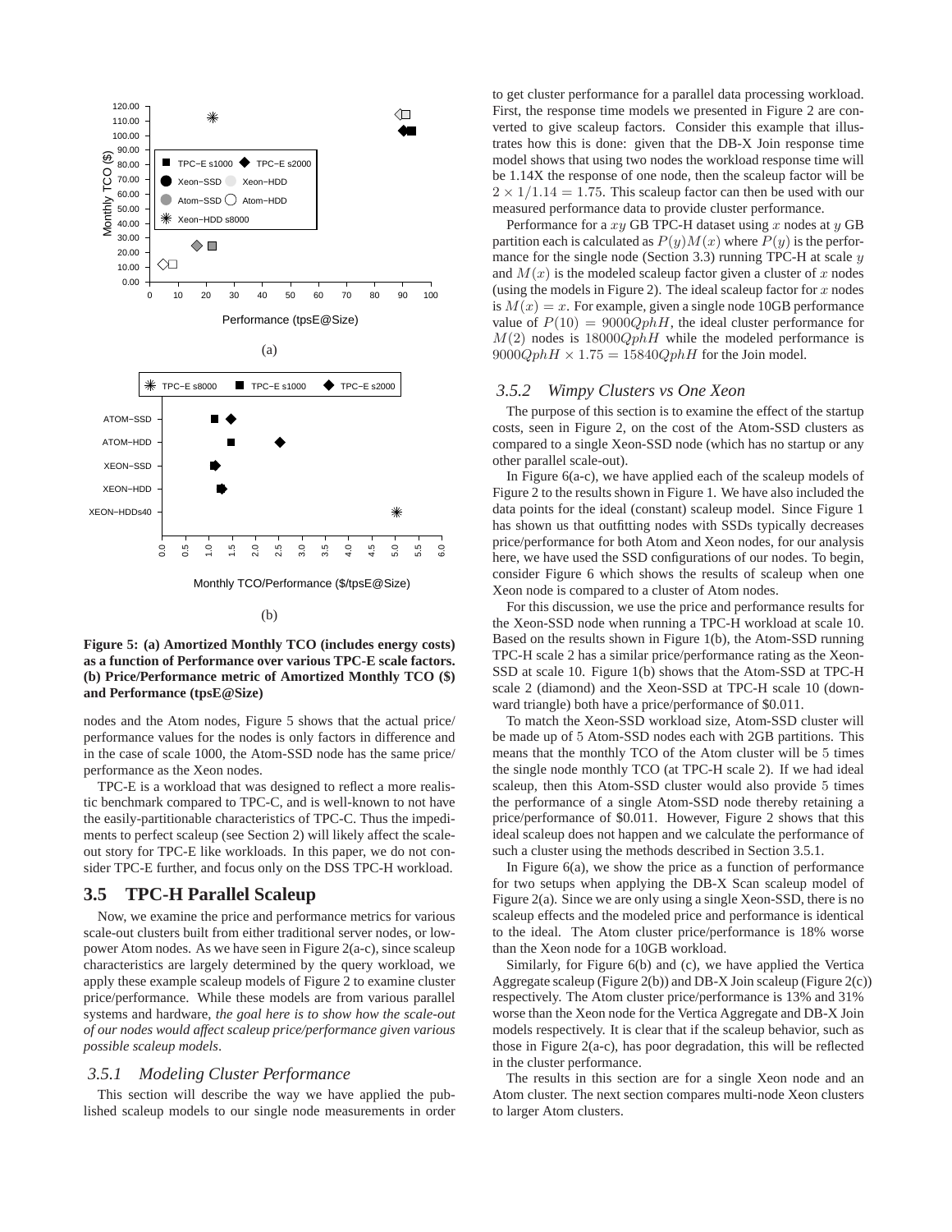**Figure 5: (a) Amortized Monthly TCO (includes energy costs) as a function of Performance over various TPC-E scale factors. (b) Price/Performance metric of Amortized Monthly TCO ($) and Performance (tpsE@Size)**

nodes and the Atom nodes, Figure 5 shows that the actual price/performance values for the nodes is only factors in difference and in the case of scale 1000, the Atom-SSD node has the same price/performance as the Xeon nodes.

TPC-E is a workload that was designed to reflect a more realistic benchmark compared to TPC-C, and is well-known to not have the easily-partitionable characteristics of TPC-C. Thus the impediments to perfect scaleup (see Section 2) will likely affect the scale-out story for TPC-E like workloads. In this paper, we do not consider TPC-E further, and focus only on the DSS TPC-H workload.

## 3.5 TPC-H Parallel Scaleup

Now, we examine the price and performance metrics for various scale-out clusters built from either traditional server nodes, or low-power Atom nodes. As we have seen in Figure 2(a-c), since scaleup characteristics are largely determined by the query workload, we apply these example scaleup models of Figure 2 to examine cluster price/performance. While these models are from various parallel systems and hardware, *the goal here is to show how the scale-out of our nodes would affect scaleup price/performance given various possible scaleup models*.

### 3.5.1 Modeling Cluster Performance

This section will describe the way we have applied the published scaleup models to our single node measurements in order to get cluster performance for a parallel data processing workload. First, the response time models we presented in Figure 2 are converted to give scaleup factors. Consider this example that illustrates how this is done: given that the DB-X Join response time model shows that using two nodes the workload response time will be 1.14X the response of one node, then the scaleup factor will be $2 \times 1/1.14 = 1.75$. This scaleup factor can then be used with our measured performance data to provide cluster performance.

Performance for a $xy$ GB TPC-H dataset using $x$ nodes at $y$ GB partition each is calculated as $P(y)M(x)$ where $P(y)$ is the performance for the single node (Section 3.3) running TPC-H at scale $y$ and $M(x)$ is the modeled scaleup factor given a cluster of $x$ nodes (using the models in Figure 2). The ideal scaleup factor for $x$ nodes is $M(x) = x$. For example, given a single node 10GB performance value of $P(10) = 9000QphH$, the ideal cluster performance for $M(2)$ nodes is $18000QphH$ while the modeled performance is $9000QphH \times 1.75 = 15840QphH$ for the Join model.

### 3.5.2 Wimpy Clusters vs One Xeon

The purpose of this section is to examine the effect of the startup costs, seen in Figure 2, on the cost of the Atom-SSD clusters as compared to a single Xeon-SSD node (which has no startup or any other parallel scale-out).

In Figure 6(a-c), we have applied each of the scaleup models of Figure 2 to the results shown in Figure 1. We have also included the data points for the ideal (constant) scaleup model. Since Figure 1 has shown us that outfitting nodes with SSDs typically decreases price/performance for both Atom and Xeon nodes, for our analysis here, we have used the SSD configurations of our nodes. To begin, consider Figure 6 which shows the results of scaleup when one Xeon node is compared to a cluster of Atom nodes.

For this discussion, we use the price and performance results for the Xeon-SSD node when running a TPC-H workload at scale 10. Based on the results shown in Figure 1(b), the Atom-SSD running TPC-H scale 2 has a similar price/performance rating as the Xeon-SSD at scale 10. Figure 1(b) shows that the Atom-SSD at TPC-H scale 2 (diamond) and the Xeon-SSD at TPC-H scale 10 (downward triangle) both have a price/performance of $0.011.

To match the Xeon-SSD workload size, Atom-SSD cluster will be made up of 5 Atom-SSD nodes each with 2GB partitions. This means that the monthly TCO of the Atom cluster will be 5 times the single node monthly TCO (at TPC-H scale 2). If we had ideal scaleup, then this Atom-SSD cluster would also provide 5 times the performance of a single Atom-SSD node thereby retaining a price/performance of $0.011. However, Figure 2 shows that this ideal scaleup does not happen and we calculate the performance of such a cluster using the methods described in Section 3.5.1.

In Figure 6(a), we show the price as a function of performance for two setups when applying the DB-X Scan scaleup model of Figure 2(a). Since we are only using a single Xeon-SSD, there is no scaleup effects and the modeled price and performance is identical to the ideal. The Atom cluster price/performance is 18% worse than the Xeon node for a 10GB workload.

Similarly, for Figure 6(b) and (c), we have applied the Vertica Aggregate scaleup (Figure 2(b)) and DB-X Join scaleup (Figure 2(c)) respectively. The Atom cluster price/performance is 13% and 31% worse than the Xeon node for the Vertica Aggregate and DB-X Join models respectively. It is clear that if the scaleup behavior, such as those in Figure 2(a-c), has poor degradation, this will be reflected in the cluster performance.

The results in this section are for a single Xeon node and an Atom cluster. The next section compares multi-node Xeon clusters to larger Atom clusters.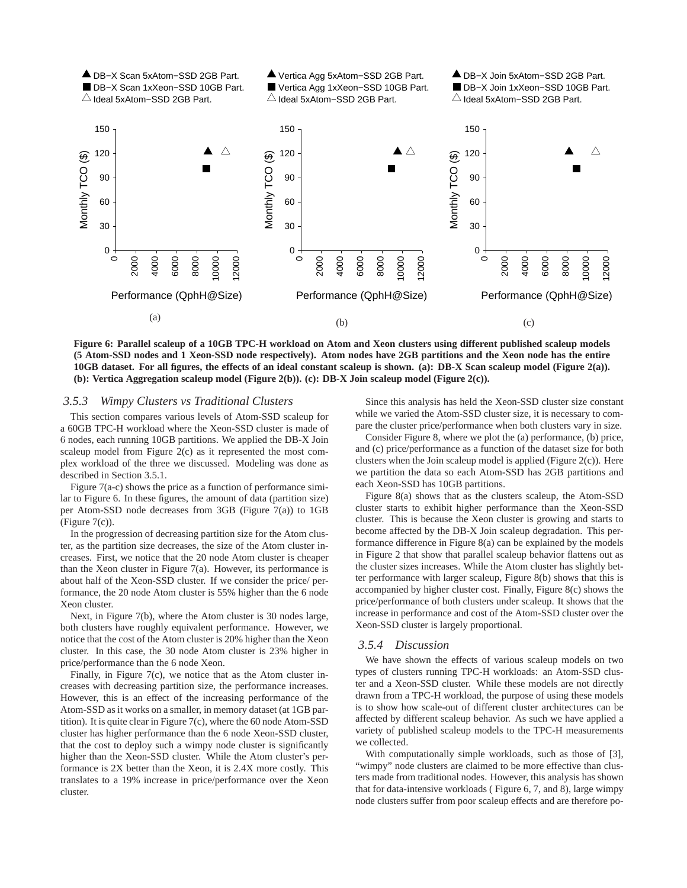**Figure 6: Parallel scaleup of a 10GB TPC-H workload on Atom and Xeon clusters using different published scaleup models (5 Atom-SSD nodes and 1 Xeon-SSD node respectively). Atom nodes have 2GB partitions and the Xeon node has the entire 10GB dataset. For all figures, the effects of an ideal constant scaleup is shown. (a): DB-X Scan scaleup model (Figure 2(a)). (b): Vertica Aggregation scaleup model (Figure 2(b)). (c): DB-X Join scaleup model (Figure 2(c)).**

### *3.5.3 Wimpy Clusters vs Traditional Clusters*

This section compares various levels of Atom-SSD scaleup for a 60GB TPC-H workload where the Xeon-SSD cluster is made of 6 nodes, each running 10GB partitions. We applied the DB-X Join scaleup model from Figure 2(c) as it represented the most complex workload of the three we discussed. Modeling was done as described in Section 3.5.1.

Figure 7(a-c) shows the price as a function of performance similar to Figure 6. In these figures, the amount of data (partition size) per Atom-SSD node decreases from 3GB (Figure 7(a)) to 1GB (Figure 7(c)).

In the progression of decreasing partition size for the Atom cluster, as the partition size decreases, the size of the Atom cluster increases. First, we notice that the 20 node Atom cluster is cheaper than the Xeon cluster in Figure 7(a). However, its performance is about half of the Xeon-SSD cluster. If we consider the price/ performance, the 20 node Atom cluster is 55% higher than the 6 node Xeon cluster.

Next, in Figure 7(b), where the Atom cluster is 30 nodes large, both clusters have roughly equivalent performance. However, we notice that the cost of the Atom cluster is 20% higher than the Xeon cluster. In this case, the 30 node Atom cluster is 23% higher in price/performance than the 6 node Xeon.

Finally, in Figure 7(c), we notice that as the Atom cluster increases with decreasing partition size, the performance increases. However, this is an effect of the increasing performance of the Atom-SSD as it works on a smaller, in memory dataset (at 1GB partition). It is quite clear in Figure 7(c), where the 60 node Atom-SSD cluster has higher performance than the 6 node Xeon-SSD cluster, that the cost to deploy such a wimpy node cluster is significantly higher than the Xeon-SSD cluster. While the Atom cluster's performance is 2X better than the Xeon, it is 2.4X more costly. This translates to a 19% increase in price/performance over the Xeon cluster.

Since this analysis has held the Xeon-SSD cluster size constant while we varied the Atom-SSD cluster size, it is necessary to compare the cluster price/performance when both clusters vary in size.

Consider Figure 8, where we plot the (a) performance, (b) price, and (c) price/performance as a function of the dataset size for both clusters when the Join scaleup model is applied (Figure 2(c)). Here we partition the data so each Atom-SSD has 2GB partitions and each Xeon-SSD has 10GB partitions.

Figure 8(a) shows that as the clusters scaleup, the Atom-SSD cluster starts to exhibit higher performance than the Xeon-SSD cluster. This is because the Xeon cluster is growing and starts to become affected by the DB-X Join scaleup degradation. This performance difference in Figure 8(a) can be explained by the models in Figure 2 that show that parallel scaleup behavior flattens out as the cluster sizes increases. While the Atom cluster has slightly better performance with larger scaleup, Figure 8(b) shows that this is accompanied by higher cluster cost. Finally, Figure 8(c) shows the price/performance of both clusters under scaleup. It shows that the increase in performance and cost of the Atom-SSD cluster over the Xeon-SSD cluster is largely proportional.

### *3.5.4 Discussion*

We have shown the effects of various scaleup models on two types of clusters running TPC-H workloads: an Atom-SSD cluster and a Xeon-SSD cluster. While these models are not directly drawn from a TPC-H workload, the purpose of using these models is to show how scale-out of different cluster architectures can be affected by different scaleup behavior. As such we have applied a variety of published scaleup models to the TPC-H measurements we collected.

With computationally simple workloads, such as those of [3], "wimpy" node clusters are claimed to be more effective than clusters made from traditional nodes. However, this analysis has shown that for data-intensive workloads ( Figure 6, 7, and 8), large wimpy node clusters suffer from poor scaleup effects and are therefore po-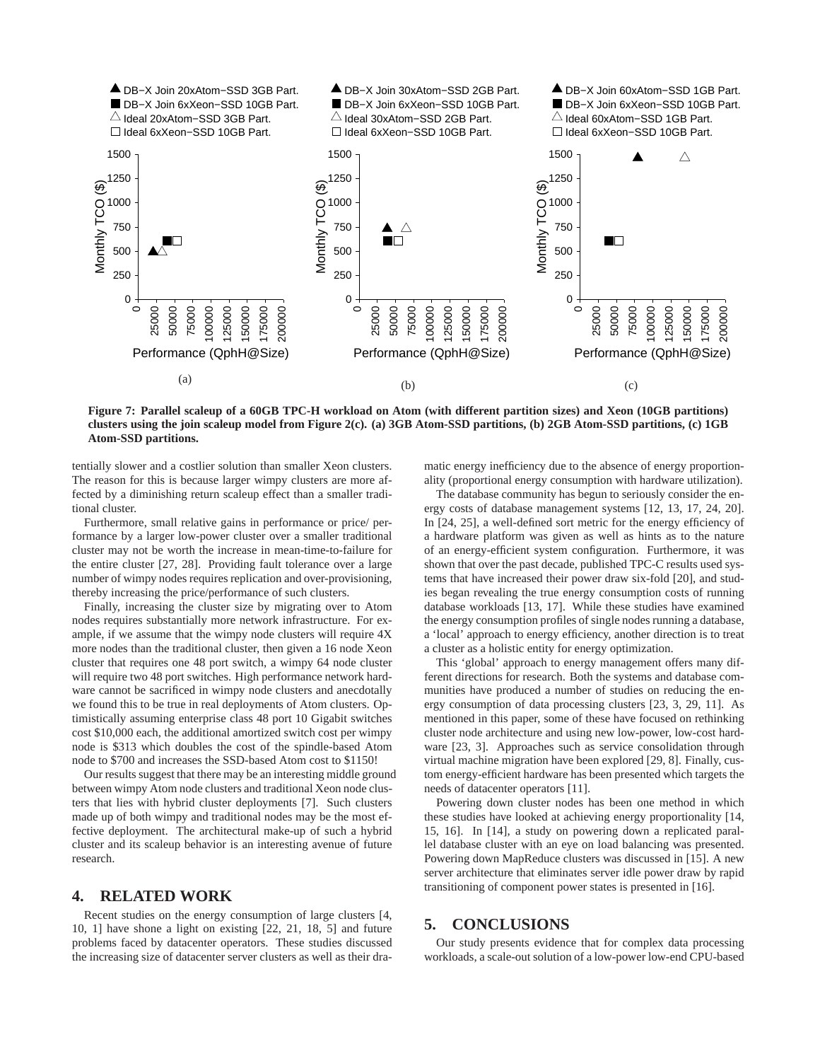**Figure 7: Parallel scaleup of a 60GB TPC-H workload on Atom (with different partition sizes) and Xeon (10GB partitions) clusters using the join scaleup model from Figure 2(c). (a) 3GB Atom-SSD partitions, (b) 2GB Atom-SSD partitions, (c) 1GB Atom-SSD partitions.**

tentially slower and a costlier solution than smaller Xeon clusters. The reason for this is because larger wimpy clusters are more affected by a diminishing return scaleup effect than a smaller traditional cluster.

Furthermore, small relative gains in performance or price/ performance by a larger low-power cluster over a smaller traditional cluster may not be worth the increase in mean-time-to-failure for the entire cluster [27, 28]. Providing fault tolerance over a large number of wimpy nodes requires replication and over-provisioning, thereby increasing the price/performance of such clusters.

Finally, increasing the cluster size by migrating over to Atom nodes requires substantially more network infrastructure. For example, if we assume that the wimpy node clusters will require 4X more nodes than the traditional cluster, then given a 16 node Xeon cluster that requires one 48 port switch, a wimpy 64 node cluster will require two 48 port switches. High performance network hardware cannot be sacrificed in wimpy node clusters and anecdotally we found this to be true in real deployments of Atom clusters. Optimistically assuming enterprise class 48 port 10 Gigabit switches cost $10,000 each, the additional amortized switch cost per wimpy node is $313 which doubles the cost of the spindle-based Atom node to $700 and increases the SSD-based Atom cost to $1150!

Our results suggest that there may be an interesting middle ground between wimpy Atom node clusters and traditional Xeon node clusters that lies with hybrid cluster deployments [7]. Such clusters made up of both wimpy and traditional nodes may be the most effective deployment. The architectural make-up of such a hybrid cluster and its scaleup behavior is an interesting avenue of future research.

## 4. RELATED WORK

Recent studies on the energy consumption of large clusters [4, 10, 1] have shone a light on existing [22, 21, 18, 5] and future problems faced by datacenter operators. These studies discussed the increasing size of datacenter server clusters as well as their dramatic energy inefficiency due to the absence of energy proportionality (proportional energy consumption with hardware utilization).

The database community has begun to seriously consider the energy costs of database management systems [12, 13, 17, 24, 20]. In [24, 25], a well-defined sort metric for the energy efficiency of a hardware platform was given as well as hints as to the nature of an energy-efficient system configuration. Furthermore, it was shown that over the past decade, published TPC-C results used systems that have increased their power draw six-fold [20], and studies began revealing the true energy consumption costs of running database workloads [13, 17]. While these studies have examined the energy consumption profiles of single nodes running a database, a 'local' approach to energy efficiency, another direction is to treat a cluster as a holistic entity for energy optimization.

This 'global' approach to energy management offers many different directions for research. Both the systems and database communities have produced a number of studies on reducing the energy consumption of data processing clusters [23, 3, 29, 11]. As mentioned in this paper, some of these have focused on rethinking cluster node architecture and using new low-power, low-cost hardware [23, 3]. Approaches such as service consolidation through virtual machine migration have been explored [29, 8]. Finally, custom energy-efficient hardware has been presented which targets the needs of datacenter operators [11].

Powering down cluster nodes has been one method in which these studies have looked at achieving energy proportionality [14, 15, 16]. In [14], a study on powering down a replicated parallel database cluster with an eye on load balancing was presented. Powering down MapReduce clusters was discussed in [15]. A new server architecture that eliminates server idle power draw by rapid transitioning of component power states is presented in [16].

## 5. CONCLUSIONS

Our study presents evidence that for complex data processing workloads, a scale-out solution of a low-power low-end CPU-based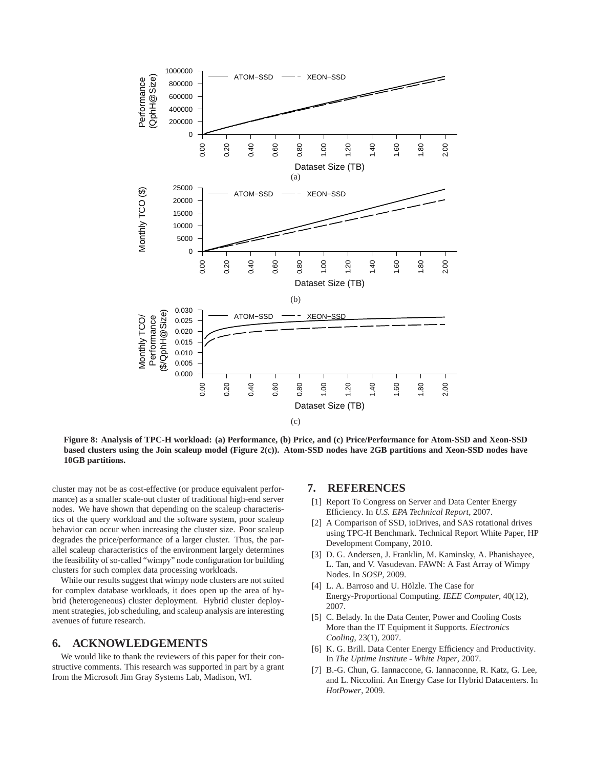Figure 8: Analysis of TPC-H workload: (a) Performance, (b) Price, and (c) Price/Performance for Atom-SSD and Xeon-SSD based clusters using the Join scaleup model (Figure 2(c)). Atom-SSD nodes have 2GB partitions and Xeon-SSD nodes have 10GB partitions.

cluster may not be as cost-effective (or produce equivalent performance) as a smaller scale-out cluster of traditional high-end server nodes. We have shown that depending on the scaleup characteristics of the query workload and the software system, poor scaleup behavior can occur when increasing the cluster size. Poor scaleup degrades the price/performance of a larger cluster. Thus, the parallel scaleup characteristics of the environment largely determines the feasibility of so-called "wimpy" node configuration for building clusters for such complex data processing workloads.

While our results suggest that wimpy node clusters are not suited for complex database workloads, it does open up the area of hybrid (heterogeneous) cluster deployment. Hybrid cluster deployment strategies, job scheduling, and scaleup analysis are interesting avenues of future research.

## 6. ACKNOWLEDGEMENTS

We would like to thank the reviewers of this paper for their constructive comments. This research was supported in part by a grant from the Microsoft Jim Gray Systems Lab, Madison, WI.

## 7. REFERENCES

[1] Report To Congress on Server and Data Center Energy Efficiency. In *U.S. EPA Technical Report*, 2007.

[2] A Comparison of SSD, ioDrives, and SAS rotational drives using TPC-H Benchmark. Technical Report White Paper, HP Development Company, 2010.

[3] D. G. Andersen, J. Franklin, M. Kaminsky, A. Phanishayee, L. Tan, and V. Vasudevan. FAWN: A Fast Array of Wimpy Nodes. In *SOSP*, 2009.

[4] L. A. Barroso and U. Hölzle. The Case for Energy-Proportional Computing. *IEEE Computer*, 40(12), 2007.

[5] C. Belady. In the Data Center, Power and Cooling Costs More than the IT Equipment it Supports. *Electronics Cooling*, 23(1), 2007.

[6] K. G. Brill. Data Center Energy Efficiency and Productivity. In *The Uptime Institute - White Paper*, 2007.

[7] B.-G. Chun, G. Iannaccone, G. Iannaconne, R. Katz, G. Lee, and L. Niccolini. An Energy Case for Hybrid Datacenters. In *HotPower*, 2009.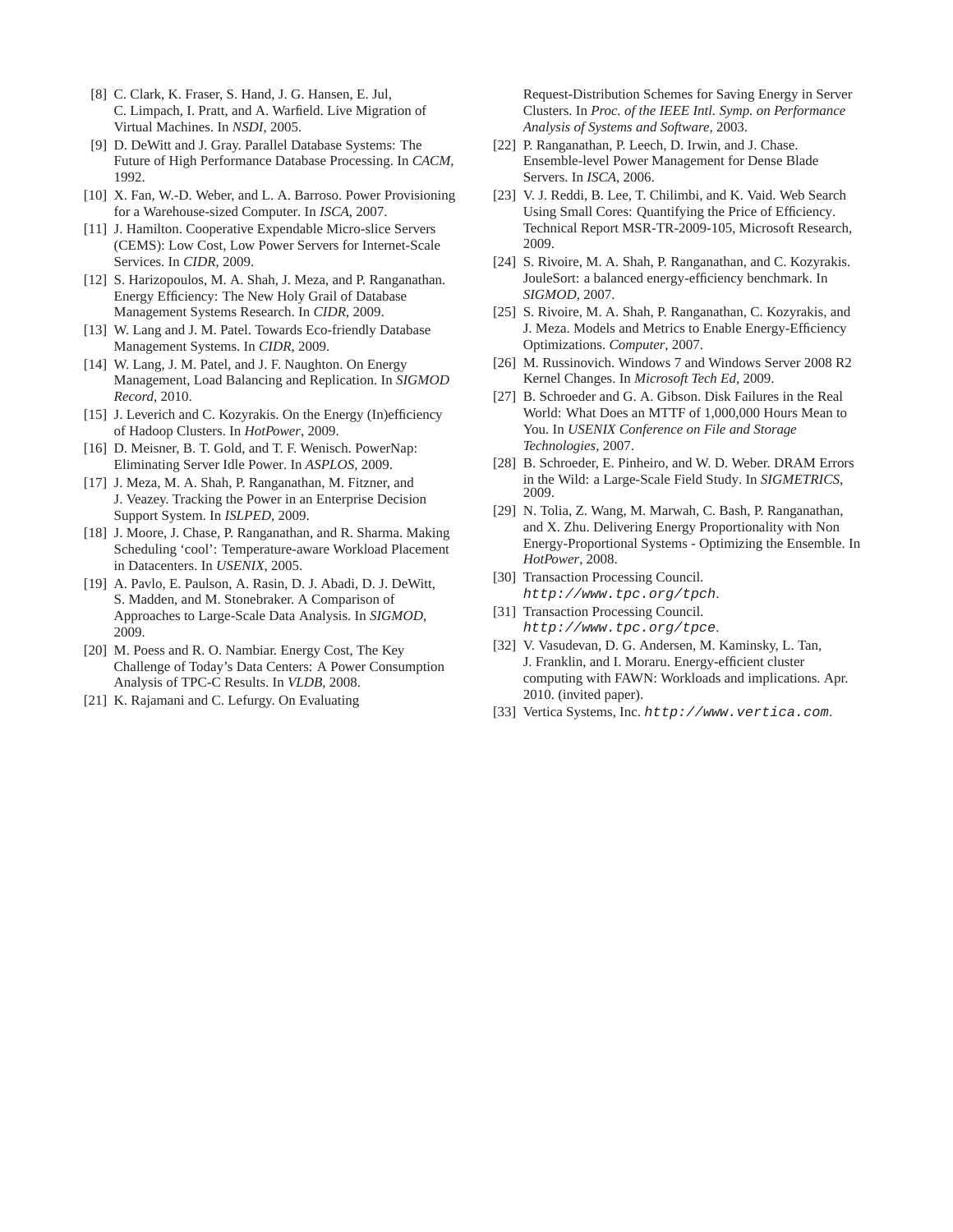[8] C. Clark, K. Fraser, S. Hand, J. G. Hansen, E. Jul, C. Limpach, I. Pratt, and A. Warfield. Live Migration of Virtual Machines. In *NSDI*, 2005.

[9] D. DeWitt and J. Gray. Parallel Database Systems: The Future of High Performance Database Processing. In *CACM*, 1992.

[10] X. Fan, W.-D. Weber, and L. A. Barroso. Power Provisioning for a Warehouse-sized Computer. In *ISCA*, 2007.

[11] J. Hamilton. Cooperative Expendable Micro-slice Servers (CEMS): Low Cost, Low Power Servers for Internet-Scale Services. In *CIDR*, 2009.

[12] S. Harizopoulos, M. A. Shah, J. Meza, and P. Ranganathan. Energy Efficiency: The New Holy Grail of Database Management Systems Research. In *CIDR*, 2009.

[13] W. Lang and J. M. Patel. Towards Eco-friendly Database Management Systems. In *CIDR*, 2009.

[14] W. Lang, J. M. Patel, and J. F. Naughton. On Energy Management, Load Balancing and Replication. In *SIGMOD Record*, 2010.

[15] J. Leverich and C. Kozyrakis. On the Energy (In)efficiency of Hadoop Clusters. In *HotPower*, 2009.

[16] D. Meisner, B. T. Gold, and T. F. Wenisch. PowerNap: Eliminating Server Idle Power. In *ASPLOS*, 2009.

[17] J. Meza, M. A. Shah, P. Ranganathan, M. Fitzner, and J. Veazey. Tracking the Power in an Enterprise Decision Support System. In *ISLPED*, 2009.

[18] J. Moore, J. Chase, P. Ranganathan, and R. Sharma. Making Scheduling 'cool': Temperature-aware Workload Placement in Datacenters. In *USENIX*, 2005.

[19] A. Pavlo, E. Paulson, A. Rasin, D. J. Abadi, D. J. DeWitt, S. Madden, and M. Stonebraker. A Comparison of Approaches to Large-Scale Data Analysis. In *SIGMOD*, 2009.

[20] M. Poess and R. O. Nambiar. Energy Cost, The Key Challenge of Today's Data Centers: A Power Consumption Analysis of TPC-C Results. In *VLDB*, 2008.

[21] K. Rajamani and C. Lefurgy. On Evaluating Request-Distribution Schemes for Saving Energy in Server Clusters. In *Proc. of the IEEE Intl. Symp. on Performance Analysis of Systems and Software*, 2003.

[22] P. Ranganathan, P. Leech, D. Irwin, and J. Chase. Ensemble-level Power Management for Dense Blade Servers. In *ISCA*, 2006.

[23] V. J. Reddi, B. Lee, T. Chilimbi, and K. Vaid. Web Search Using Small Cores: Quantifying the Price of Efficiency. Technical Report MSR-TR-2009-105, Microsoft Research, 2009.

[24] S. Rivoire, M. A. Shah, P. Ranganathan, and C. Kozyrakis. JouleSort: a balanced energy-efficiency benchmark. In *SIGMOD*, 2007.

[25] S. Rivoire, M. A. Shah, P. Ranganathan, C. Kozyrakis, and J. Meza. Models and Metrics to Enable Energy-Efficiency Optimizations. *Computer*, 2007.

[26] M. Russinovich. Windows 7 and Windows Server 2008 R2 Kernel Changes. In *Microsoft Tech Ed*, 2009.

[27] B. Schroeder and G. A. Gibson. Disk Failures in the Real World: What Does an MTTF of 1,000,000 Hours Mean to You. In *USENIX Conference on File and Storage Technologies*, 2007.

[28] B. Schroeder, E. Pinheiro, and W. D. Weber. DRAM Errors in the Wild: a Large-Scale Field Study. In *SIGMETRICS*, 2009.

[29] N. Tolia, Z. Wang, M. Marwah, C. Bash, P. Ranganathan, and X. Zhu. Delivering Energy Proportionality with Non Energy-Proportional Systems - Optimizing the Ensemble. In *HotPower*, 2008.

[30] Transaction Processing Council. `http://www.tpc.org/tpch`.

[31] Transaction Processing Council. `http://www.tpc.org/tpce`.

[32] V. Vasudevan, D. G. Andersen, M. Kaminsky, L. Tan, J. Franklin, and I. Moraru. Energy-efficient cluster computing with FAWN: Workloads and implications. Apr. 2010. (invited paper).

[33] Vertica Systems, Inc. `http://www.vertica.com`.